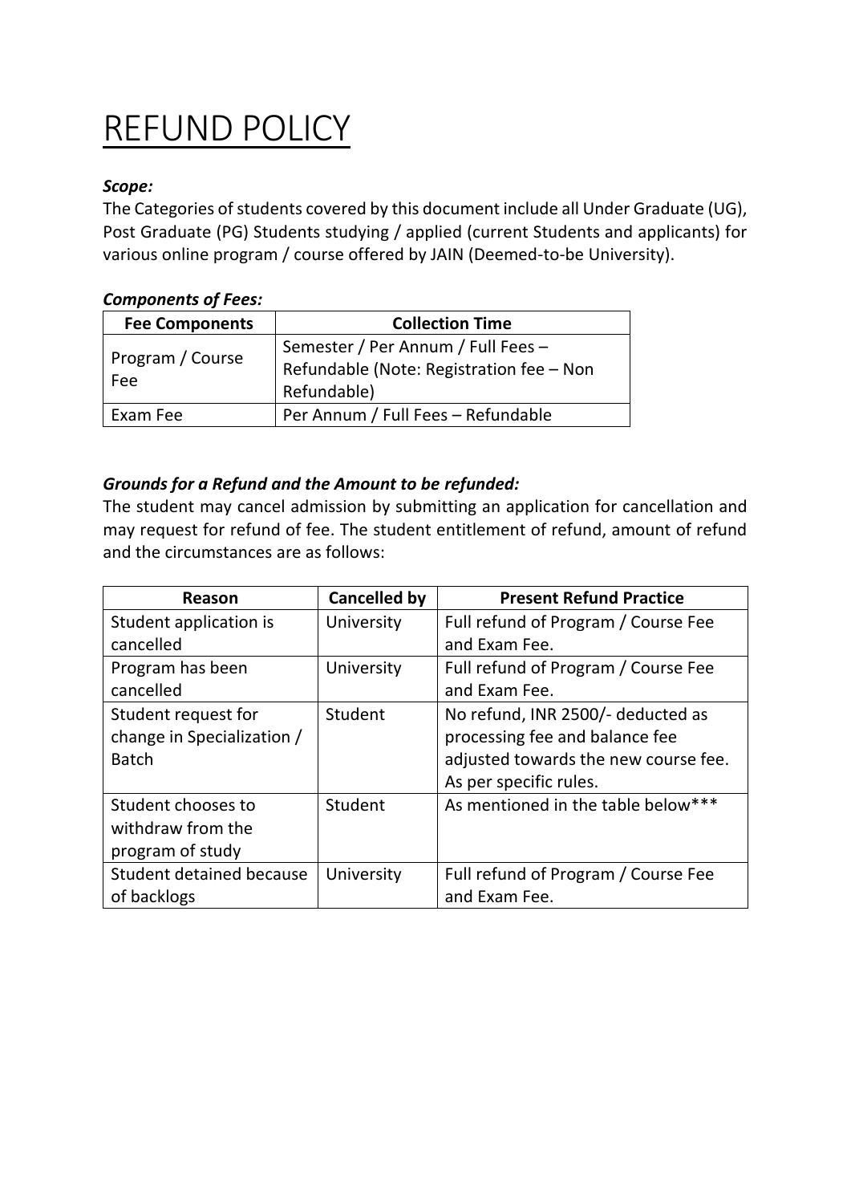# REFUND POLICY

***Scope:***

The Categories of students covered by this document include all Under Graduate (UG), Post Graduate (PG) Students studying / applied (current Students and applicants) for various online program / course offered by JAIN (Deemed-to-be University).

***Components of Fees:***

| Fee Components | Collection Time |
|---|---|
| Program / Course Fee | Semester / Per Annum / Full Fees – Refundable (Note: Registration fee – Non Refundable) |
| Exam Fee | Per Annum / Full Fees – Refundable |

***Grounds for a Refund and the Amount to be refunded:***

The student may cancel admission by submitting an application for cancellation and may request for refund of fee. The student entitlement of refund, amount of refund and the circumstances are as follows:

| Reason | Cancelled by | Present Refund Practice |
|---|---|---|
| Student application is cancelled | University | Full refund of Program / Course Fee and Exam Fee. |
| Program has been cancelled | University | Full refund of Program / Course Fee and Exam Fee. |
| Student request for change in Specialization / Batch | Student | No refund, INR 2500/- deducted as processing fee and balance fee adjusted towards the new course fee. As per specific rules. |
| Student chooses to withdraw from the program of study | Student | As mentioned in the table below*** |
| Student detained because of backlogs | University | Full refund of Program / Course Fee and Exam Fee. |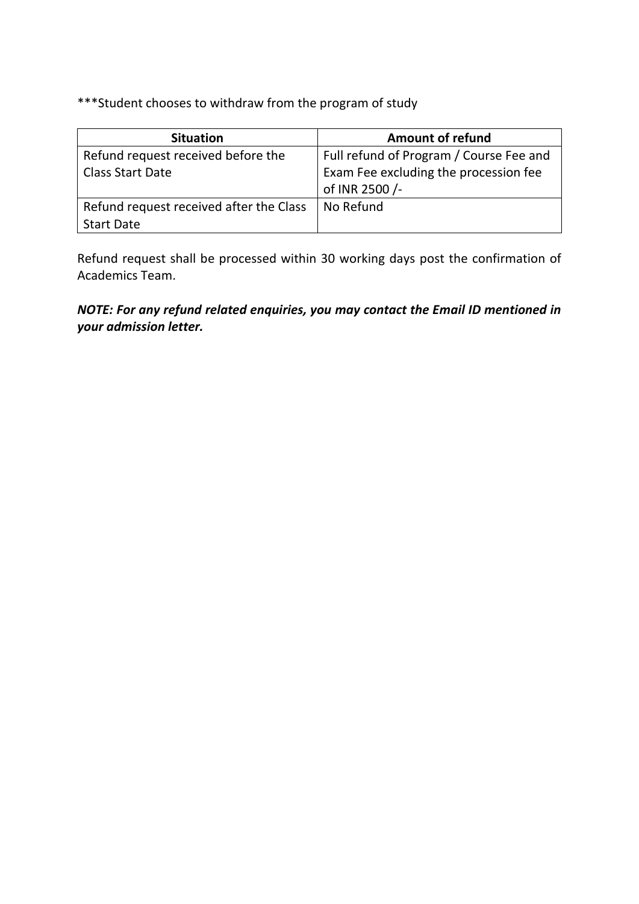***Student chooses to withdraw from the program of study

| Situation | Amount of refund |
|---|---|
| Refund request received before the Class Start Date | Full refund of Program / Course Fee and Exam Fee excluding the procession fee of INR 2500 /- |
| Refund request received after the Class Start Date | No Refund |

Refund request shall be processed within 30 working days post the confirmation of Academics Team.

***NOTE: For any refund related enquiries, you may contact the Email ID mentioned in your admission letter.***